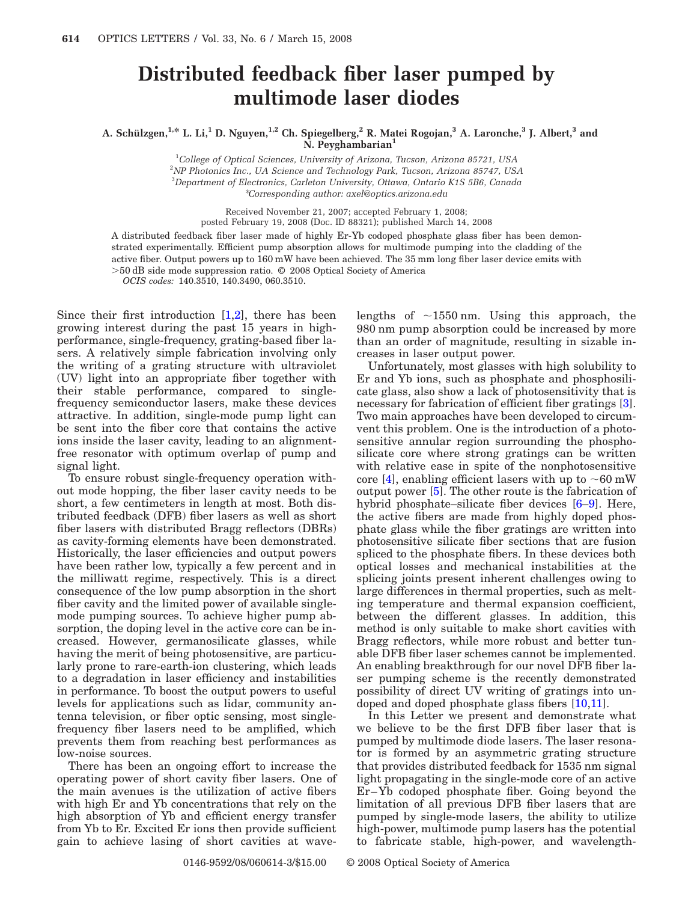# Distributed feedback fiber laser pumped by multimode laser diodes

**A. Schülzgen,[1,*] L. Li,[1] D. Nguyen,[1,2] Ch. Spiegelberg,[2] R. Matei Rogojan,[3] A. Laronche,[3] J. Albert,[3] and N. Peyghambarian[1]**

[1]*College of Optical Sciences, University of Arizona, Tucson, Arizona 85721, USA*
[2]*NP Photonics Inc., UA Science and Technology Park, Tucson, Arizona 85747, USA*
[3]*Department of Electronics, Carleton University, Ottawa, Ontario K1S 5B6, Canada*
*\*Corresponding author: axel@optics.arizona.edu*

Received November 21, 2007; accepted February 1, 2008;
posted February 19, 2008 (Doc. ID 88321); published March 14, 2008

A distributed feedback fiber laser made of highly Er-Yb codoped phosphate glass fiber has been demonstrated experimentally. Efficient pump absorption allows for multimode pumping into the cladding of the active fiber. Output powers up to 160 mW have been achieved. The 35 mm long fiber laser device emits with >50 dB side mode suppression ratio. © 2008 Optical Society of America

*OCIS codes:* 140.3510, 140.3490, 060.3510.

Since their first introduction [1,2], there has been growing interest during the past 15 years in high-performance, single-frequency, grating-based fiber lasers. A relatively simple fabrication involving only the writing of a grating structure with ultraviolet (UV) light into an appropriate fiber together with their stable performance, compared to single-frequency semiconductor lasers, make these devices attractive. In addition, single-mode pump light can be sent into the fiber core that contains the active ions inside the laser cavity, leading to an alignment-free resonator with optimum overlap of pump and signal light.

To ensure robust single-frequency operation without mode hopping, the fiber laser cavity needs to be short, a few centimeters in length at most. Both distributed feedback (DFB) fiber lasers as well as short fiber lasers with distributed Bragg reflectors (DBRs) as cavity-forming elements have been demonstrated. Historically, the laser efficiencies and output powers have been rather low, typically a few percent and in the milliwatt regime, respectively. This is a direct consequence of the low pump absorption in the short fiber cavity and the limited power of available single-mode pumping sources. To achieve higher pump absorption, the doping level in the active core can be increased. However, germanosilicate glasses, while having the merit of being photosensitive, are particularly prone to rare-earth-ion clustering, which leads to a degradation in laser efficiency and instabilities in performance. To boost the output powers to useful levels for applications such as lidar, community antenna television, or fiber optic sensing, most single-frequency fiber lasers need to be amplified, which prevents them from reaching best performances as low-noise sources.

There has been an ongoing effort to increase the operating power of short cavity fiber lasers. One of the main avenues is the utilization of active fibers with high Er and Yb concentrations that rely on the high absorption of Yb and efficient energy transfer from Yb to Er. Excited Er ions then provide sufficient gain to achieve lasing of short cavities at wavelengths of ~1550 nm. Using this approach, the 980 nm pump absorption could be increased by more than an order of magnitude, resulting in sizable increases in laser output power.

Unfortunately, most glasses with high solubility to Er and Yb ions, such as phosphate and phosphosilicate glass, also show a lack of photosensitivity that is necessary for fabrication of efficient fiber gratings [3]. Two main approaches have been developed to circumvent this problem. One is the introduction of a photosensitive annular region surrounding the phosphosilicate core where strong gratings can be written with relative ease in spite of the nonphotosensitive core [4], enabling efficient lasers with up to ~60 mW output power [5]. The other route is the fabrication of hybrid phosphate–silicate fiber devices [6–9]. Here, the active fibers are made from highly doped phosphate glass while the fiber gratings are written into photosensitive silicate fiber sections that are fusion spliced to the phosphate fibers. In these devices both optical losses and mechanical instabilities at the splicing joints present inherent challenges owing to large differences in thermal properties, such as melting temperature and thermal expansion coefficient, between the different glasses. In addition, this method is only suitable to make short cavities with Bragg reflectors, while more robust and better tunable DFB fiber laser schemes cannot be implemented. An enabling breakthrough for our novel DFB fiber laser pumping scheme is the recently demonstrated possibility of direct UV writing of gratings into undoped and doped phosphate glass fibers [10,11].

In this Letter we present and demonstrate what we believe to be the first DFB fiber laser that is pumped by multimode diode lasers. The laser resonator is formed by an asymmetric grating structure that provides distributed feedback for 1535 nm signal light propagating in the single-mode core of an active Er–Yb codoped phosphate fiber. Going beyond the limitation of all previous DFB fiber lasers that are pumped by single-mode lasers, the ability to utilize high-power, multimode pump lasers has the potential to fabricate stable, high-power, and wavelength-

0146-9592/08/060614-3/$15.00 © 2008 Optical Society of America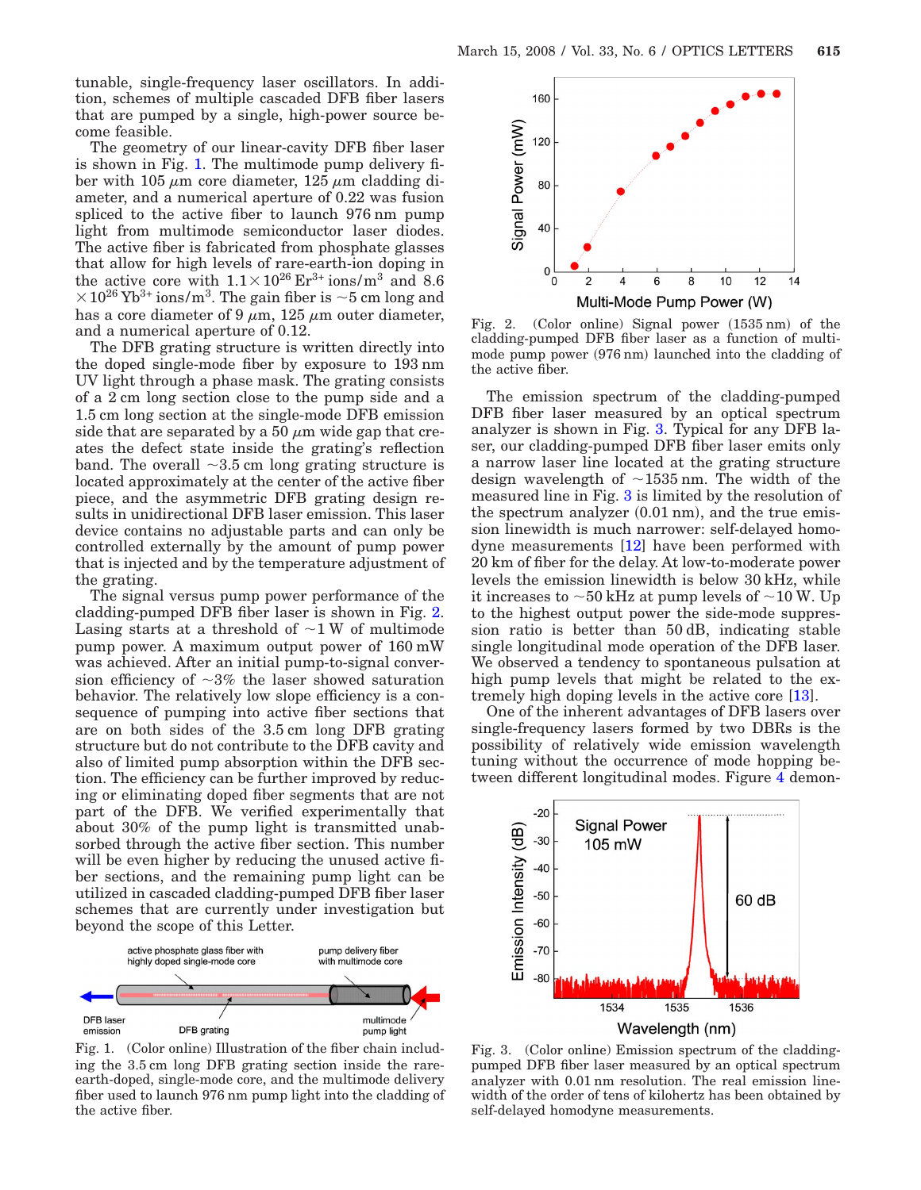tunable, single-frequency laser oscillators. In addition, schemes of multiple cascaded DFB fiber lasers that are pumped by a single, high-power source become feasible.

The geometry of our linear-cavity DFB fiber laser is shown in Fig. 1. The multimode pump delivery fiber with 105 $\mu$m core diameter, 125 $\mu$m cladding diameter, and a numerical aperture of 0.22 was fusion spliced to the active fiber to launch 976 nm pump light from multimode semiconductor laser diodes. The active fiber is fabricated from phosphate glasses that allow for high levels of rare-earth-ion doping in the active core with $1.1\times10^{26}$ $Er^{3+}$ ions/m$^3$ and $8.6\times10^{26}$ $Yb^{3+}$ ions/m$^3$. The gain fiber is ~5 cm long and has a core diameter of 9 $\mu$m, 125 $\mu$m outer diameter, and a numerical aperture of 0.12.

The DFB grating structure is written directly into the doped single-mode fiber by exposure to 193 nm UV light through a phase mask. The grating consists of a 2 cm long section close to the pump side and a 1.5 cm long section at the single-mode DFB emission side that are separated by a 50 $\mu$m wide gap that creates the defect state inside the grating's reflection band. The overall ~3.5 cm long grating structure is located approximately at the center of the active fiber piece, and the asymmetric DFB grating design results in unidirectional DFB laser emission. This laser device contains no adjustable parts and can only be controlled externally by the amount of pump power that is injected and by the temperature adjustment of the grating.

The signal versus pump power performance of the cladding-pumped DFB fiber laser is shown in Fig. 2. Lasing starts at a threshold of ~1 W of multimode pump power. A maximum output power of 160 mW was achieved. After an initial pump-to-signal conversion efficiency of ~3% the laser showed saturation behavior. The relatively low slope efficiency is a consequence of pumping into active fiber sections that are on both sides of the 3.5 cm long DFB grating structure but do not contribute to the DFB cavity and also of limited pump absorption within the DFB section. The efficiency can be further improved by reducing or eliminating doped fiber segments that are not part of the DFB. We verified experimentally that about 30% of the pump light is transmitted unabsorbed through the active fiber section. This number will be even higher by reducing the unused active fiber sections, and the remaining pump light can be utilized in cascaded cladding-pumped DFB fiber laser schemes that are currently under investigation but beyond the scope of this Letter.

Fig. 1. (Color online) Illustration of the fiber chain including the 3.5 cm long DFB grating section inside the rare-earth-doped, single-mode core, and the multimode delivery fiber used to launch 976 nm pump light into the cladding of the active fiber.

Fig. 2. (Color online) Signal power (1535 nm) of the cladding-pumped DFB fiber laser as a function of multimode pump power (976 nm) launched into the cladding of the active fiber.

The emission spectrum of the cladding-pumped DFB fiber laser measured by an optical spectrum analyzer is shown in Fig. 3. Typical for any DFB laser, our cladding-pumped DFB fiber laser emits only a narrow laser line located at the grating structure design wavelength of ~1535 nm. The width of the measured line in Fig. 3 is limited by the resolution of the spectrum analyzer (0.01 nm), and the true emission linewidth is much narrower: self-delayed homodyne measurements [12] have been performed with 20 km of fiber for the delay. At low-to-moderate power levels the emission linewidth is below 30 kHz, while it increases to ~50 kHz at pump levels of ~10 W. Up to the highest output power the side-mode suppression ratio is better than 50 dB, indicating stable single longitudinal mode operation of the DFB laser. We observed a tendency to spontaneous pulsation at high pump levels that might be related to the extremely high doping levels in the active core [13].

One of the inherent advantages of DFB lasers over single-frequency lasers formed by two DBRs is the possibility of relatively wide emission wavelength tuning without the occurrence of mode hopping between different longitudinal modes. Figure 4 demon-

Fig. 3. (Color online) Emission spectrum of the cladding-pumped DFB fiber laser measured by an optical spectrum analyzer with 0.01 nm resolution. The real emission linewidth of the order of tens of kilohertz has been obtained by self-delayed homodyne measurements.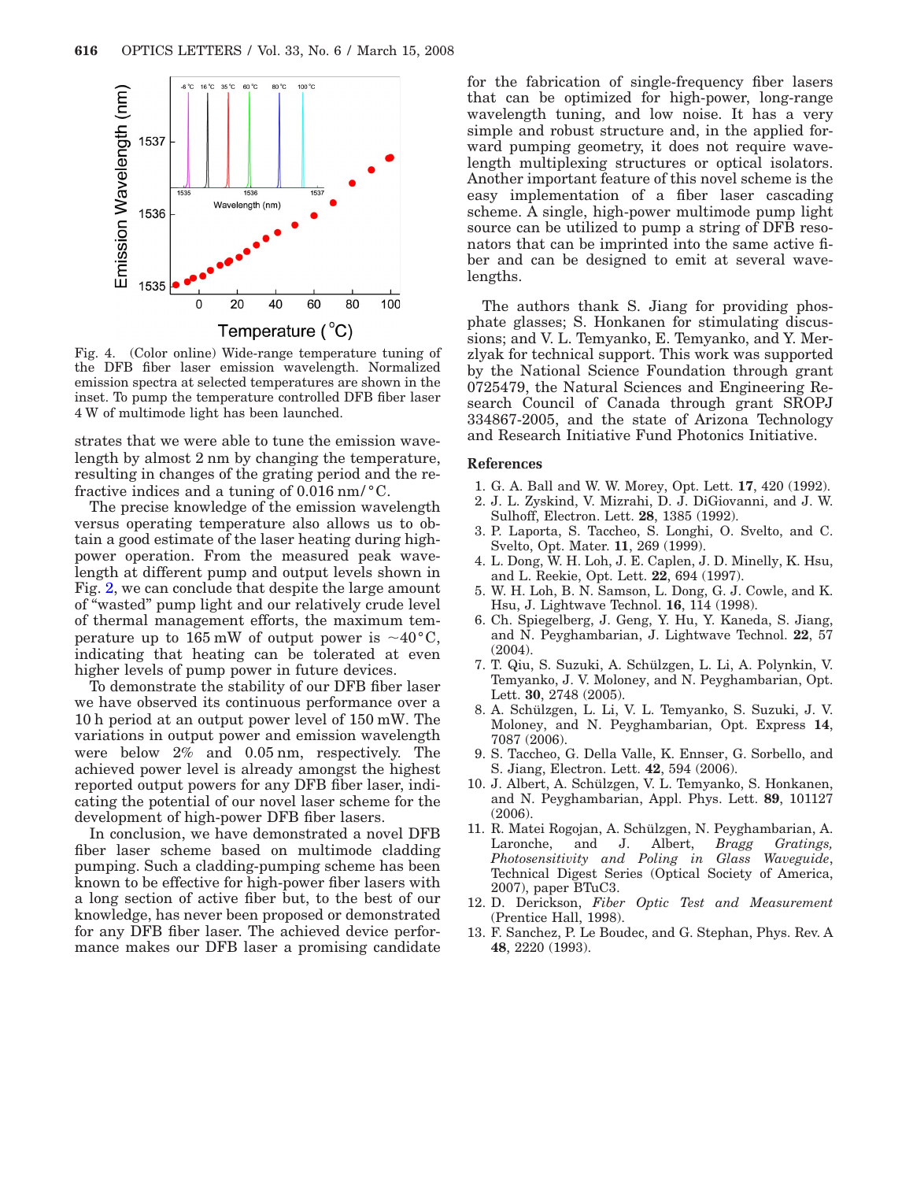Emission Wavelength (nm)

1537

1536

1535

0 20 40 60 80 100

Temperature (°C)

-6 °C 16 °C 35 °C 60 °C 80 °C 100 °C

1535 1536 1537

Wavelength (nm)

Fig. 4. (Color online) Wide-range temperature tuning of the DFB fiber laser emission wavelength. Normalized emission spectra at selected temperatures are shown in the inset. To pump the temperature controlled DFB fiber laser 4 W of multimode light has been launched.

strates that we were able to tune the emission wavelength by almost 2 nm by changing the temperature, resulting in changes of the grating period and the refractive indices and a tuning of 0.016 nm/°C.

The precise knowledge of the emission wavelength versus operating temperature also allows us to obtain a good estimate of the laser heating during high-power operation. From the measured peak wavelength at different pump and output levels shown in Fig. 2, we can conclude that despite the large amount of "wasted" pump light and our relatively crude level of thermal management efforts, the maximum temperature up to 165 mW of output power is ~40°C, indicating that heating can be tolerated at even higher levels of pump power in future devices.

To demonstrate the stability of our DFB fiber laser we have observed its continuous performance over a 10 h period at an output power level of 150 mW. The variations in output power and emission wavelength were below 2% and 0.05 nm, respectively. The achieved power level is already amongst the highest reported output powers for any DFB fiber laser, indicating the potential of our novel laser scheme for the development of high-power DFB fiber lasers.

In conclusion, we have demonstrated a novel DFB fiber laser scheme based on multimode cladding pumping. Such a cladding-pumping scheme has been known to be effective for high-power fiber lasers with a long section of active fiber but, to the best of our knowledge, has never been proposed or demonstrated for any DFB fiber laser. The achieved device performance makes our DFB laser a promising candidate for the fabrication of single-frequency fiber lasers that can be optimized for high-power, long-range wavelength tuning, and low noise. It has a very simple and robust structure and, in the applied forward pumping geometry, it does not require wavelength multiplexing structures or optical isolators. Another important feature of this novel scheme is the easy implementation of a fiber laser cascading scheme. A single, high-power multimode pump light source can be utilized to pump a string of DFB resonators that can be imprinted into the same active fiber and can be designed to emit at several wavelengths.

The authors thank S. Jiang for providing phosphate glasses; S. Honkanen for stimulating discussions; and V. L. Temyanko, E. Temyanko, and Y. Merzlyak for technical support. This work was supported by the National Science Foundation through grant 0725479, the Natural Sciences and Engineering Research Council of Canada through grant SROPJ 334867-2005, and the state of Arizona Technology and Research Initiative Fund Photonics Initiative.

## References

1. G. A. Ball and W. W. Morey, Opt. Lett. **17**, 420 (1992).
2. J. L. Zyskind, V. Mizrahi, D. J. DiGiovanni, and J. W. Sulhoff, Electron. Lett. **28**, 1385 (1992).
3. P. Laporta, S. Taccheo, S. Longhi, O. Svelto, and C. Svelto, Opt. Mater. **11**, 269 (1999).
4. L. Dong, W. H. Loh, J. E. Caplen, J. D. Minelly, K. Hsu, and L. Reekie, Opt. Lett. **22**, 694 (1997).
5. W. H. Loh, B. N. Samson, L. Dong, G. J. Cowle, and K. Hsu, J. Lightwave Technol. **16**, 114 (1998).
6. Ch. Spiegelberg, J. Geng, Y. Hu, Y. Kaneda, S. Jiang, and N. Peyghambarian, J. Lightwave Technol. **22**, 57 (2004).
7. T. Qiu, S. Suzuki, A. Schülzgen, L. Li, A. Polynkin, V. Temyanko, J. V. Moloney, and N. Peyghambarian, Opt. Lett. **30**, 2748 (2005).
8. A. Schülzgen, L. Li, V. L. Temyanko, S. Suzuki, J. V. Moloney, and N. Peyghambarian, Opt. Express **14**, 7087 (2006).
9. S. Taccheo, G. Della Valle, K. Ennser, G. Sorbello, and S. Jiang, Electron. Lett. **42**, 594 (2006).
10. J. Albert, A. Schülzgen, V. L. Temyanko, S. Honkanen, and N. Peyghambarian, Appl. Phys. Lett. **89**, 101127 (2006).
11. R. Matei Rogojan, A. Schülzgen, N. Peyghambarian, A. Laronche, and J. Albert, *Bragg Gratings, Photosensitivity and Poling in Glass Waveguide*, Technical Digest Series (Optical Society of America, 2007), paper BTuC3.
12. D. Derickson, *Fiber Optic Test and Measurement* (Prentice Hall, 1998).
13. F. Sanchez, P. Le Boudec, and G. Stephan, Phys. Rev. A **48**, 2220 (1993).